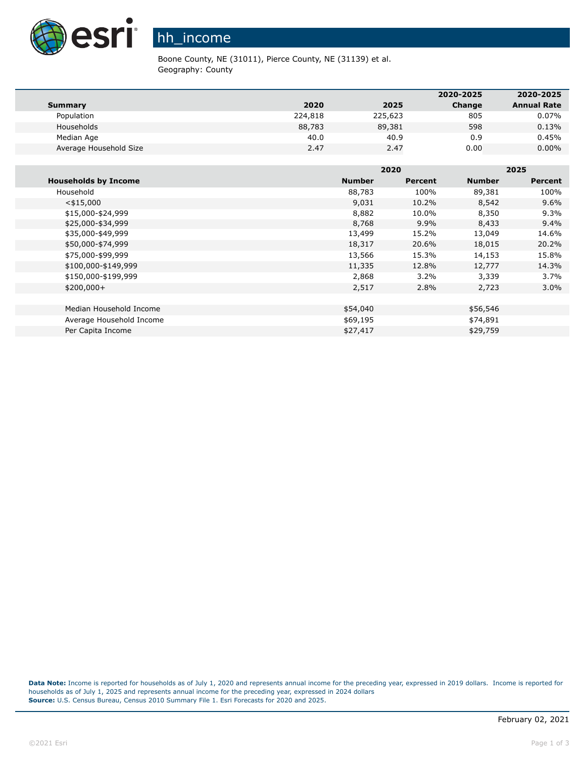# hh_income

Boone County, NE (31011), Pierce County, NE (31139) et al.
Geography: County

| Summary | 2020 | 2025 | 2020-2025 Change | 2020-2025 Annual Rate |
|---|---|---|---|---|
| Population | 224,818 | 225,623 | 805 | 0.07% |
| Households | 88,783 | 89,381 | 598 | 0.13% |
| Median Age | 40.0 | 40.9 | 0.9 | 0.45% |
| Average Household Size | 2.47 | 2.47 | 0.00 | 0.00% |

| | 2020 | | 2025 | |
|---|---|---|---|---|
| **Households by Income** | **Number** | **Percent** | **Number** | **Percent** |
| Household | 88,783 | 100% | 89,381 | 100% |
| <$15,000 | 9,031 | 10.2% | 8,542 | 9.6% |
| $15,000-$24,999 | 8,882 | 10.0% | 8,350 | 9.3% |
| $25,000-$34,999 | 8,768 | 9.9% | 8,433 | 9.4% |
| $35,000-$49,999 | 13,499 | 15.2% | 13,049 | 14.6% |
| $50,000-$74,999 | 18,317 | 20.6% | 18,015 | 20.2% |
| $75,000-$99,999 | 13,566 | 15.3% | 14,153 | 15.8% |
| $100,000-$149,999 | 11,335 | 12.8% | 12,777 | 14.3% |
| $150,000-$199,999 | 2,868 | 3.2% | 3,339 | 3.7% |
| $200,000+ | 2,517 | 2.8% | 2,723 | 3.0% |
| | | | | |
| Median Household Income | $54,040 | | $56,546 | |
| Average Household Income | $69,195 | | $74,891 | |
| Per Capita Income | $27,417 | | $29,759 | |

**Data Note:** Income is reported for households as of July 1, 2020 and represents annual income for the preceding year, expressed in 2019 dollars. Income is reported for households as of July 1, 2025 and represents annual income for the preceding year, expressed in 2024 dollars
**Source:** U.S. Census Bureau, Census 2010 Summary File 1. Esri Forecasts for 2020 and 2025.

February 02, 2021

©2021 Esri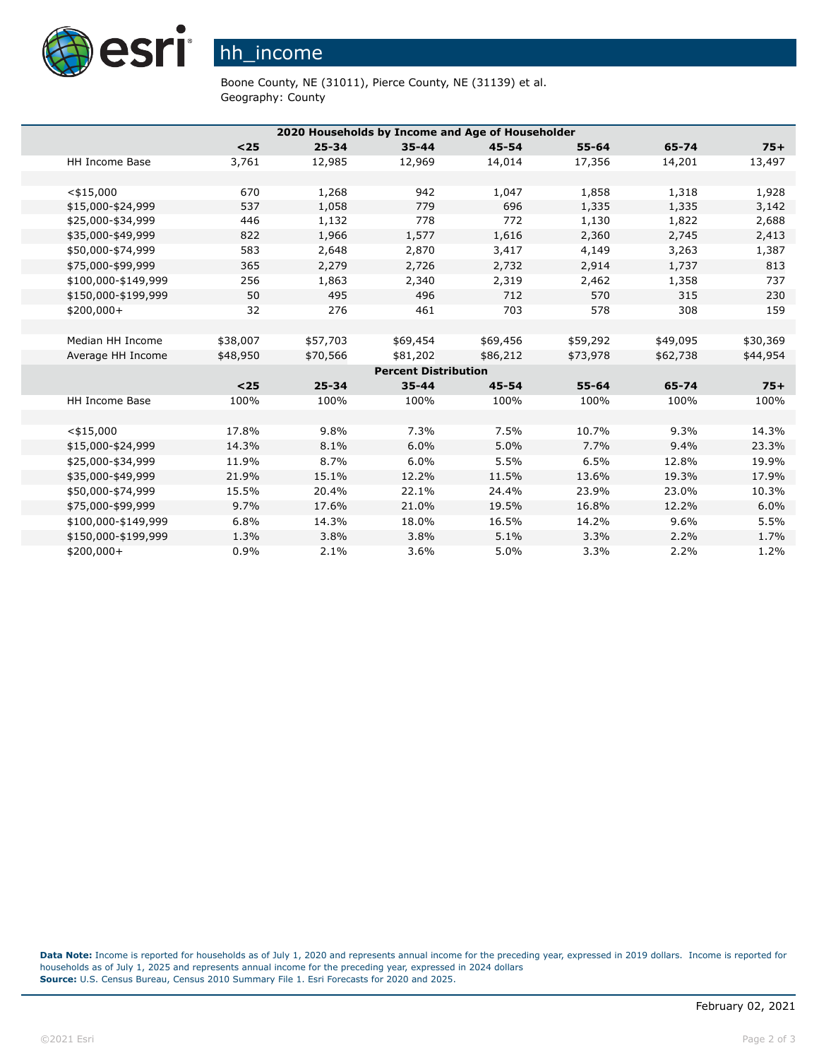# hh_income

Boone County, NE (31011), Pierce County, NE (31139) et al.
Geography: County

| 2020 Households by Income and Age of Householder | | | | | | | |
|---|---|---|---|---|---|---|---|
| | **<25** | **25-34** | **35-44** | **45-54** | **55-64** | **65-74** | **75+** |
| HH Income Base | 3,761 | 12,985 | 12,969 | 14,014 | 17,356 | 14,201 | 13,497 |
| | | | | | | | |
| <$15,000 | 670 | 1,268 | 942 | 1,047 | 1,858 | 1,318 | 1,928 |
| $15,000-$24,999 | 537 | 1,058 | 779 | 696 | 1,335 | 1,335 | 3,142 |
| $25,000-$34,999 | 446 | 1,132 | 778 | 772 | 1,130 | 1,822 | 2,688 |
| $35,000-$49,999 | 822 | 1,966 | 1,577 | 1,616 | 2,360 | 2,745 | 2,413 |
| $50,000-$74,999 | 583 | 2,648 | 2,870 | 3,417 | 4,149 | 3,263 | 1,387 |
| $75,000-$99,999 | 365 | 2,279 | 2,726 | 2,732 | 2,914 | 1,737 | 813 |
| $100,000-$149,999 | 256 | 1,863 | 2,340 | 2,319 | 2,462 | 1,358 | 737 |
| $150,000-$199,999 | 50 | 495 | 496 | 712 | 570 | 315 | 230 |
| $200,000+ | 32 | 276 | 461 | 703 | 578 | 308 | 159 |
| | | | | | | | |
| Median HH Income | $38,007 | $57,703 | $69,454 | $69,456 | $59,292 | $49,095 | $30,369 |
| Average HH Income | $48,950 | $70,566 | $81,202 | $86,212 | $73,978 | $62,738 | $44,954 |
| **Percent Distribution** | | | | | | | |
| | **<25** | **25-34** | **35-44** | **45-54** | **55-64** | **65-74** | **75+** |
| HH Income Base | 100% | 100% | 100% | 100% | 100% | 100% | 100% |
| | | | | | | | |
| <$15,000 | 17.8% | 9.8% | 7.3% | 7.5% | 10.7% | 9.3% | 14.3% |
| $15,000-$24,999 | 14.3% | 8.1% | 6.0% | 5.0% | 7.7% | 9.4% | 23.3% |
| $25,000-$34,999 | 11.9% | 8.7% | 6.0% | 5.5% | 6.5% | 12.8% | 19.9% |
| $35,000-$49,999 | 21.9% | 15.1% | 12.2% | 11.5% | 13.6% | 19.3% | 17.9% |
| $50,000-$74,999 | 15.5% | 20.4% | 22.1% | 24.4% | 23.9% | 23.0% | 10.3% |
| $75,000-$99,999 | 9.7% | 17.6% | 21.0% | 19.5% | 16.8% | 12.2% | 6.0% |
| $100,000-$149,999 | 6.8% | 14.3% | 18.0% | 16.5% | 14.2% | 9.6% | 5.5% |
| $150,000-$199,999 | 1.3% | 3.8% | 3.8% | 5.1% | 3.3% | 2.2% | 1.7% |
| $200,000+ | 0.9% | 2.1% | 3.6% | 5.0% | 3.3% | 2.2% | 1.2% |

**Data Note:** Income is reported for households as of July 1, 2020 and represents annual income for the preceding year, expressed in 2019 dollars. Income is reported for households as of July 1, 2025 and represents annual income for the preceding year, expressed in 2024 dollars
**Source:** U.S. Census Bureau, Census 2010 Summary File 1. Esri Forecasts for 2020 and 2025.

February 02, 2021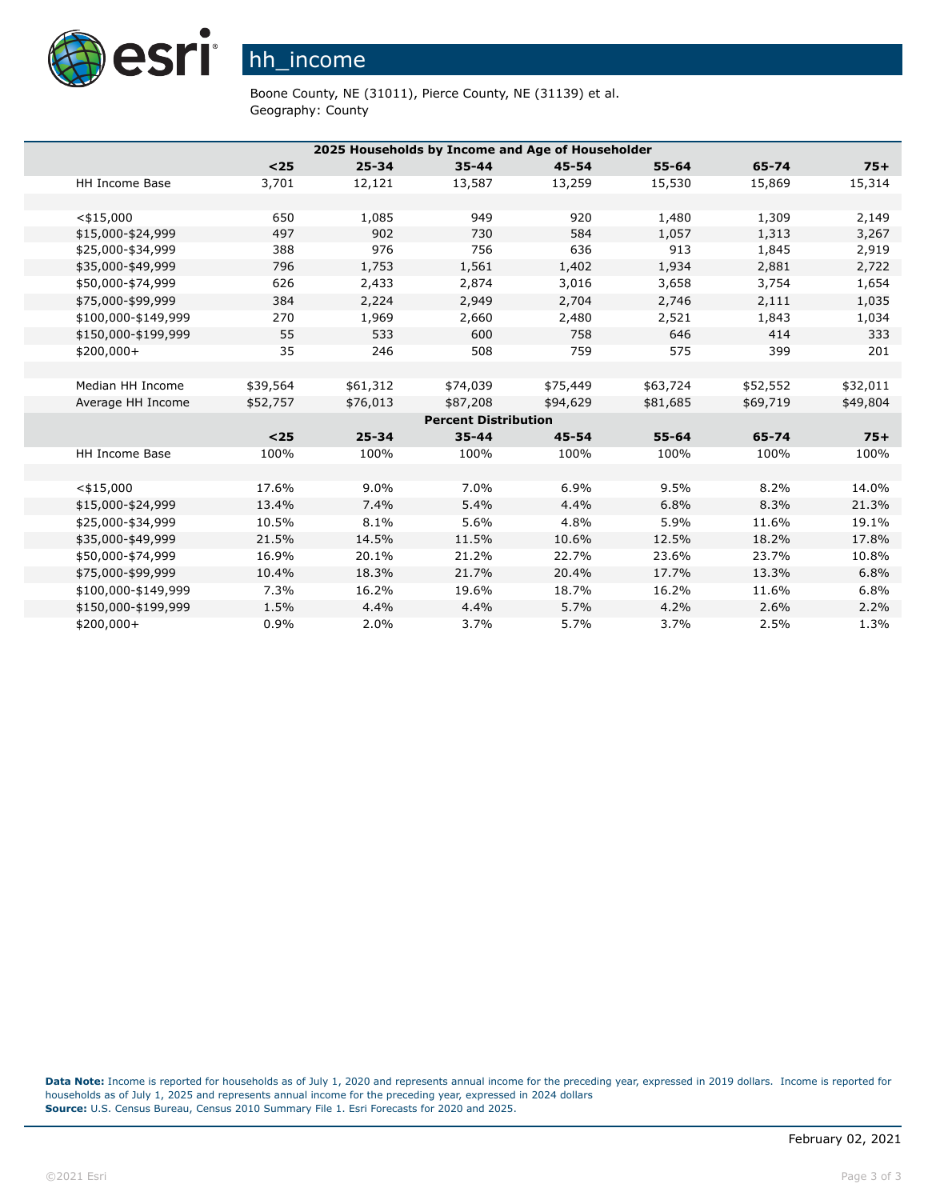# hh_income

Boone County, NE (31011), Pierce County, NE (31139) et al.
Geography: County

| 2025 Households by Income and Age of Householder | | | | | | | |
|---|---|---|---|---|---|---|---|
| | **<25** | **25-34** | **35-44** | **45-54** | **55-64** | **65-74** | **75+** |
| HH Income Base | 3,701 | 12,121 | 13,587 | 13,259 | 15,530 | 15,869 | 15,314 |
| | | | | | | | |
| <$15,000 | 650 | 1,085 | 949 | 920 | 1,480 | 1,309 | 2,149 |
| $15,000-$24,999 | 497 | 902 | 730 | 584 | 1,057 | 1,313 | 3,267 |
| $25,000-$34,999 | 388 | 976 | 756 | 636 | 913 | 1,845 | 2,919 |
| $35,000-$49,999 | 796 | 1,753 | 1,561 | 1,402 | 1,934 | 2,881 | 2,722 |
| $50,000-$74,999 | 626 | 2,433 | 2,874 | 3,016 | 3,658 | 3,754 | 1,654 |
| $75,000-$99,999 | 384 | 2,224 | 2,949 | 2,704 | 2,746 | 2,111 | 1,035 |
| $100,000-$149,999 | 270 | 1,969 | 2,660 | 2,480 | 2,521 | 1,843 | 1,034 |
| $150,000-$199,999 | 55 | 533 | 600 | 758 | 646 | 414 | 333 |
| $200,000+ | 35 | 246 | 508 | 759 | 575 | 399 | 201 |
| | | | | | | | |
| Median HH Income | $39,564 | $61,312 | $74,039 | $75,449 | $63,724 | $52,552 | $32,011 |
| Average HH Income | $52,757 | $76,013 | $87,208 | $94,629 | $81,685 | $69,719 | $49,804 |
| **Percent Distribution** | | | | | | | |
| | **<25** | **25-34** | **35-44** | **45-54** | **55-64** | **65-74** | **75+** |
| HH Income Base | 100% | 100% | 100% | 100% | 100% | 100% | 100% |
| | | | | | | | |
| <$15,000 | 17.6% | 9.0% | 7.0% | 6.9% | 9.5% | 8.2% | 14.0% |
| $15,000-$24,999 | 13.4% | 7.4% | 5.4% | 4.4% | 6.8% | 8.3% | 21.3% |
| $25,000-$34,999 | 10.5% | 8.1% | 5.6% | 4.8% | 5.9% | 11.6% | 19.1% |
| $35,000-$49,999 | 21.5% | 14.5% | 11.5% | 10.6% | 12.5% | 18.2% | 17.8% |
| $50,000-$74,999 | 16.9% | 20.1% | 21.2% | 22.7% | 23.6% | 23.7% | 10.8% |
| $75,000-$99,999 | 10.4% | 18.3% | 21.7% | 20.4% | 17.7% | 13.3% | 6.8% |
| $100,000-$149,999 | 7.3% | 16.2% | 19.6% | 18.7% | 16.2% | 11.6% | 6.8% |
| $150,000-$199,999 | 1.5% | 4.4% | 4.4% | 5.7% | 4.2% | 2.6% | 2.2% |
| $200,000+ | 0.9% | 2.0% | 3.7% | 5.7% | 3.7% | 2.5% | 1.3% |

**Data Note:** Income is reported for households as of July 1, 2020 and represents annual income for the preceding year, expressed in 2019 dollars. Income is reported for households as of July 1, 2025 and represents annual income for the preceding year, expressed in 2024 dollars
**Source:** U.S. Census Bureau, Census 2010 Summary File 1. Esri Forecasts for 2020 and 2025.

February 02, 2021

©2021 Esri